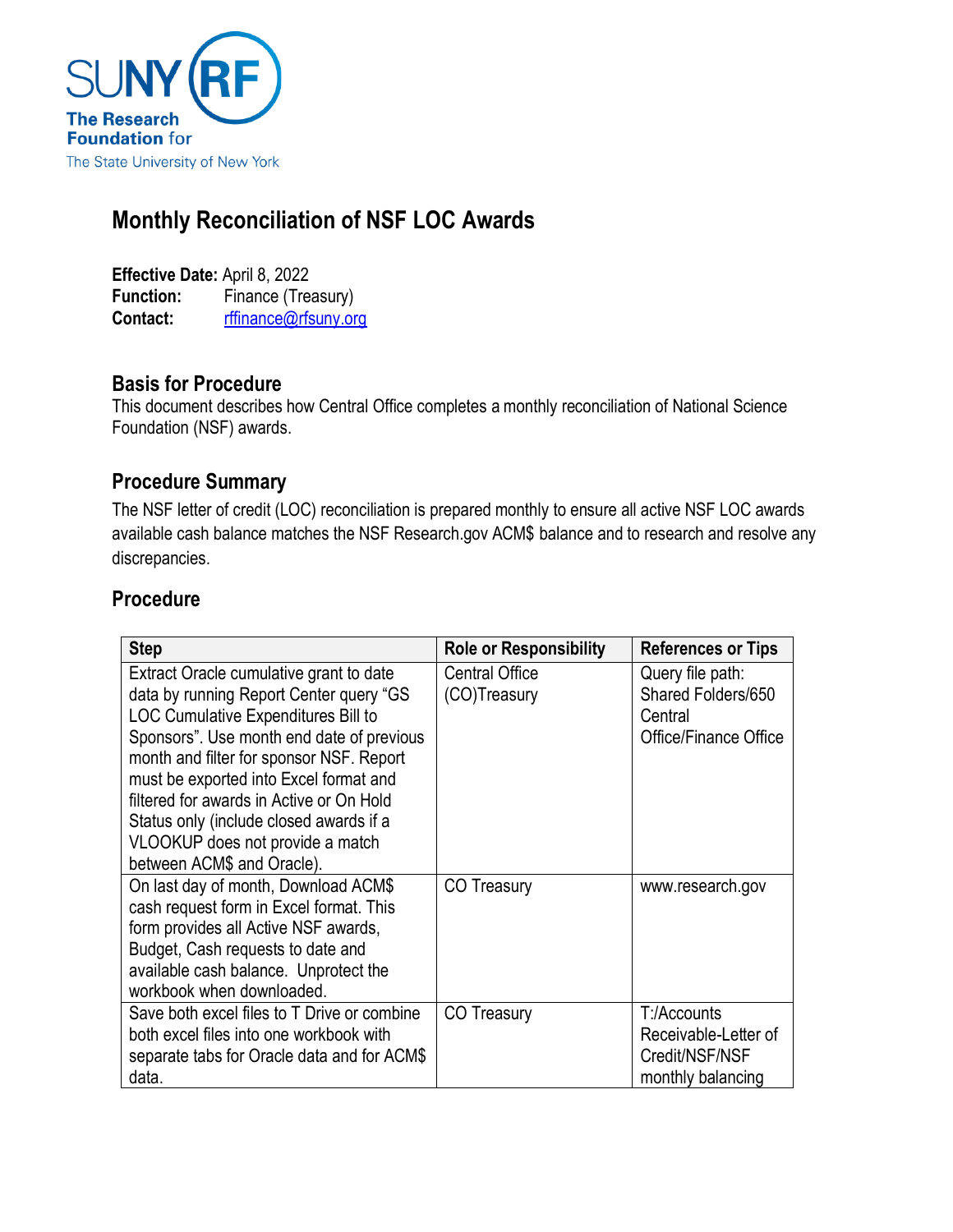SUNY RF The Research Foundation for The State University of New York

# Monthly Reconciliation of NSF LOC Awards

**Effective Date:** April 8, 2022
**Function:** Finance (Treasury)
**Contact:** rffinance@rfsuny.org

## Basis for Procedure

This document describes how Central Office completes a monthly reconciliation of National Science Foundation (NSF) awards.

## Procedure Summary

The NSF letter of credit (LOC) reconciliation is prepared monthly to ensure all active NSF LOC awards available cash balance matches the NSF Research.gov ACM$ balance and to research and resolve any discrepancies.

## Procedure

| Step | Role or Responsibility | References or Tips |
|---|---|---|
| Extract Oracle cumulative grant to date data by running Report Center query "GS LOC Cumulative Expenditures Bill to Sponsors". Use month end date of previous month and filter for sponsor NSF. Report must be exported into Excel format and filtered for awards in Active or On Hold Status only (include closed awards if a VLOOKUP does not provide a match between ACM$ and Oracle). | Central Office (CO)Treasury | Query file path: Shared Folders/650 Central Office/Finance Office |
| On last day of month, Download ACM$ cash request form in Excel format. This form provides all Active NSF awards, Budget, Cash requests to date and available cash balance. Unprotect the workbook when downloaded. | CO Treasury | www.research.gov |
| Save both excel files to T Drive or combine both excel files into one workbook with separate tabs for Oracle data and for ACM$ data. | CO Treasury | T:/Accounts Receivable-Letter of Credit/NSF/NSF monthly balancing |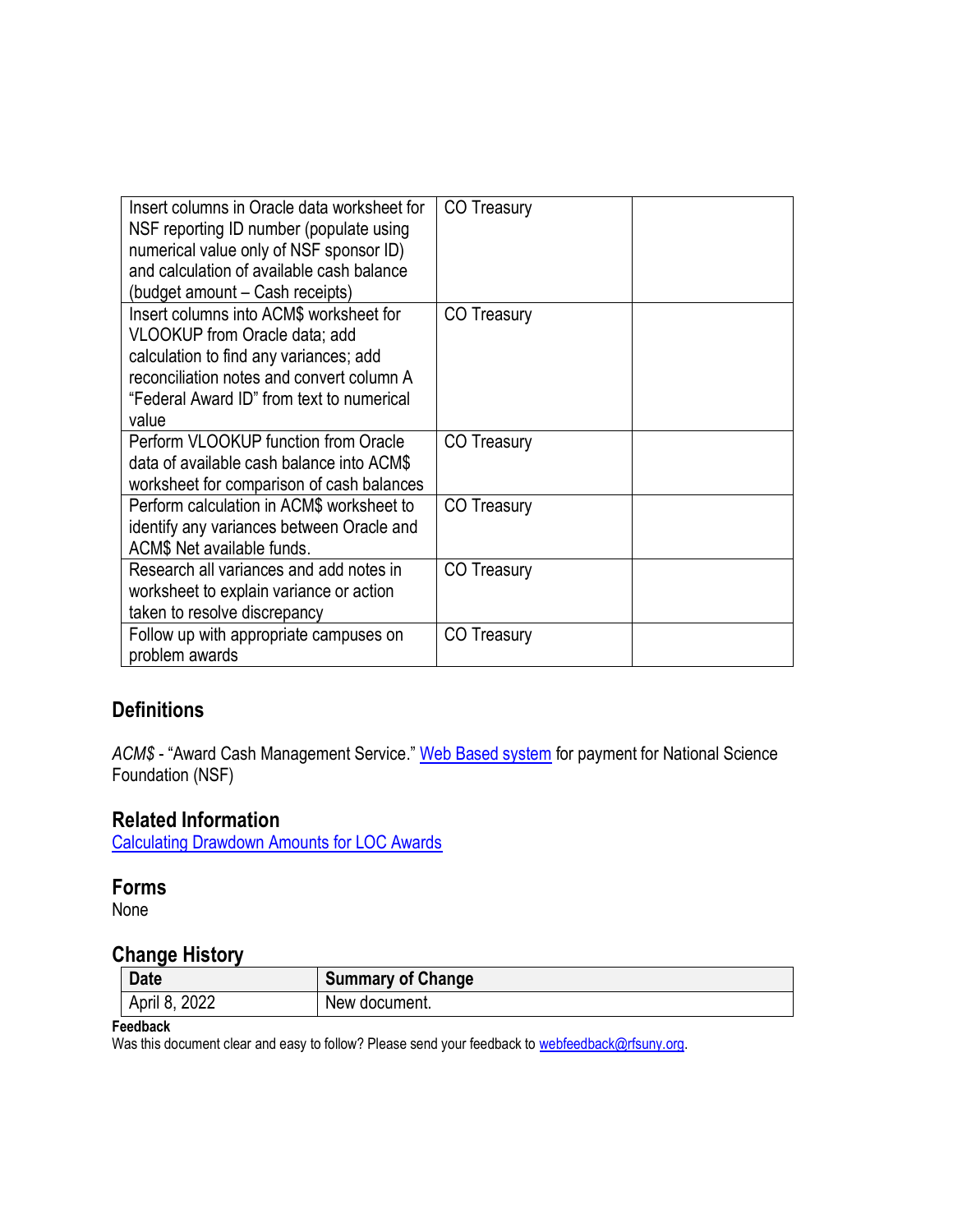| | | |
|---|---|---|
| Insert columns in Oracle data worksheet for NSF reporting ID number (populate using numerical value only of NSF sponsor ID) and calculation of available cash balance (budget amount – Cash receipts) | CO Treasury | |
| Insert columns into ACM$ worksheet for VLOOKUP from Oracle data; add calculation to find any variances; add reconciliation notes and convert column A "Federal Award ID" from text to numerical value | CO Treasury | |
| Perform VLOOKUP function from Oracle data of available cash balance into ACM$ worksheet for comparison of cash balances | CO Treasury | |
| Perform calculation in ACM$ worksheet to identify any variances between Oracle and ACM$ Net available funds. | CO Treasury | |
| Research all variances and add notes in worksheet to explain variance or action taken to resolve discrepancy | CO Treasury | |
| Follow up with appropriate campuses on problem awards | CO Treasury | |

## Definitions

*ACM$* - "Award Cash Management Service." Web Based system for payment for National Science Foundation (NSF)

## Related Information

Calculating Drawdown Amounts for LOC Awards

## Forms

None

## Change History

| Date | Summary of Change |
|---|---|
| April 8, 2022 | New document. |

**Feedback**

Was this document clear and easy to follow? Please send your feedback to webfeedback@rfsuny.org.